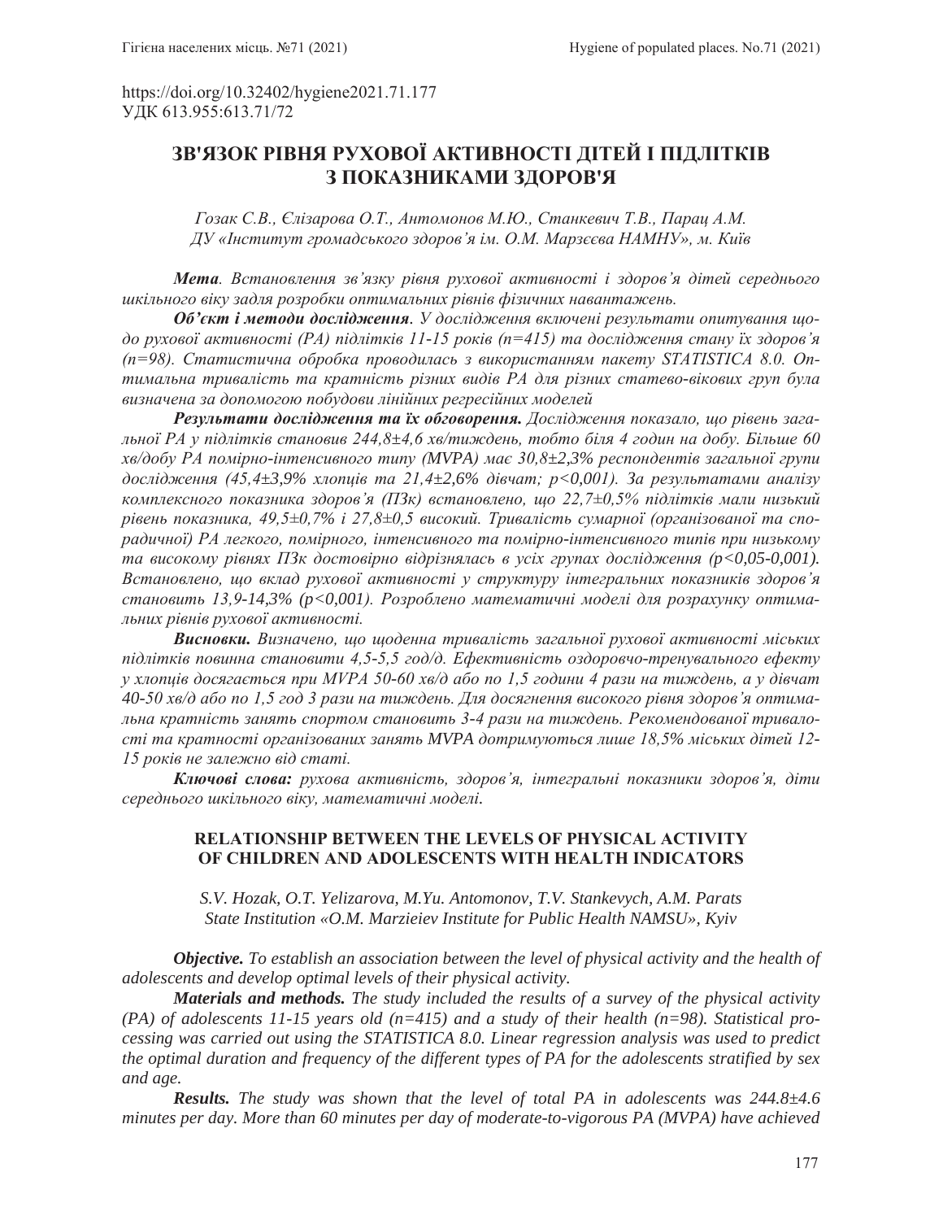https://doi.org/10.32402/hygiene2021.71.177
УДК 613.955:613.71/72

# ЗВ'ЯЗОК РІВНЯ РУХОВОЇ АКТИВНОСТІ ДІТЕЙ І ПІДЛІТКІВ З ПОКАЗНИКАМИ ЗДОРОВ'Я

*Гозак С.В., Єлізарова О.Т., Антомонов М.Ю., Станкевич Т.В., Парац А.М.*
*ДУ «Інститут громадського здоров'я ім. О.М. Марзєєва НАМНУ», м. Київ*

***Мета**. Встановлення зв'язку рівня рухової активності і здоров'я дітей середнього шкільного віку задля розробки оптимальних рівнів фізичних навантажень.*

***Об'єкт і методи дослідження**. У дослідження включені результати опитування щодо рухової активності (РА) підлітків 11-15 років (n=415) та дослідження стану їх здоров'я (n=98). Статистична обробка проводилась з використанням пакету STATISTICA 8.0. Оптимальна тривалість та кратність різних видів РА для різних статево-вікових груп була визначена за допомогою побудови лінійних регресійних моделей*

***Результати дослідження та їх обговорення.** Дослідження показало, що рівень загальної РА у підлітків становив 244,8±4,6 хв/тиждень, тобто біля 4 годин на добу. Більше 60 хв/добу РА помірно-інтенсивного типу (MVPA) має 30,8±2,3% респондентів загальної групи дослідження (45,4±3,9% хлопців та 21,4±2,6% дівчат; p<0,001). За результатами аналізу комплексного показника здоров'я (ПЗк) встановлено, що 22,7±0,5% підлітків мали низький рівень показника, 49,5±0,7% і 27,8±0,5 високий. Тривалість сумарної (організованої та спорадичної) РА легкого, помірного, інтенсивного та помірно-інтенсивного типів при низькому та високому рівнях ПЗк достовірно відрізнялась в усіх групах дослідження (p<0,05-0,001). Встановлено, що вклад рухової активності у структуру інтегральних показників здоров'я становить 13,9-14,3% (p<0,001). Розроблено математичні моделі для розрахунку оптимальних рівнів рухової активності.*

***Висновки.** Визначено, що щоденна тривалість загальної рухової активності міських підлітків повинна становити 4,5-5,5 год/д. Ефективність оздоровчо-тренувального ефекту у хлопців досягається при MVPA 50-60 хв/д або по 1,5 години 4 рази на тиждень, а у дівчат 40-50 хв/д або по 1,5 год 3 рази на тиждень. Для досягнення високого рівня здоров'я оптимальна кратність занять спортом становить 3-4 рази на тиждень. Рекомендованої тривалості та кратності організованих занять MVPA дотримуються лише 18,5% міських дітей 12-15 років не залежно від статі.*

***Ключові слова:** рухова активність, здоров'я, інтегральні показники здоров'я, діти середнього шкільного віку, математичні моделі.*

## RELATIONSHIP BETWEEN THE LEVELS OF PHYSICAL ACTIVITY OF CHILDREN AND ADOLESCENTS WITH HEALTH INDICATORS

*S.V. Hozak, O.T. Yelizarova, M.Yu. Antomonov, T.V. Stankevych, A.M. Parats*
*State Institution «O.M. Marzieiev Institute for Public Health NAMSU», Kyiv*

***Objective.** To establish an association between the level of physical activity and the health of adolescents and develop optimal levels of their physical activity.*

***Materials and methods.** The study included the results of a survey of the physical activity (PA) of adolescents 11-15 years old (n=415) and a study of their health (n=98). Statistical processing was carried out using the STATISTICA 8.0. Linear regression analysis was used to predict the optimal duration and frequency of the different types of PA for the adolescents stratified by sex and age.*

***Results.** The study was shown that the level of total PA in adolescents was 244.8±4.6 minutes per day. More than 60 minutes per day of moderate-to-vigorous PA (MVPA) have achieved*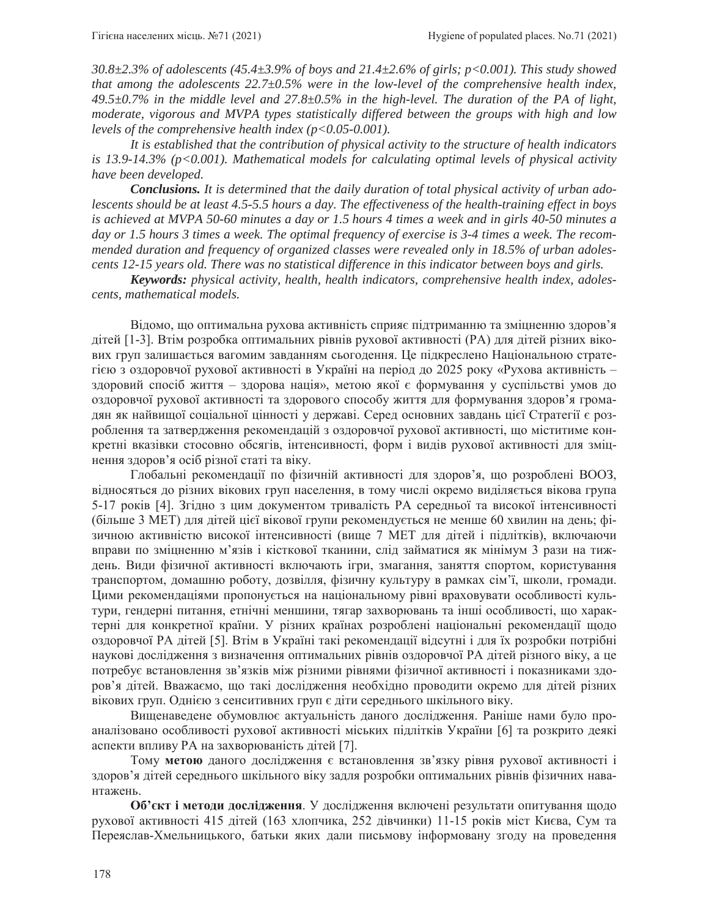*30.8±2.3% of adolescents (45.4±3.9% of boys and 21.4±2.6% of girls; p<0.001). This study showed that among the adolescents 22.7±0.5% were in the low-level of the comprehensive health index, 49.5±0.7% in the middle level and 27.8±0.5% in the high-level. The duration of the PA of light, moderate, vigorous and MVPA types statistically differed between the groups with high and low levels of the comprehensive health index (p<0.05-0.001).*

*It is established that the contribution of physical activity to the structure of health indicators is 13.9-14.3% (p<0.001). Mathematical models for calculating optimal levels of physical activity have been developed.*

***Conclusions.** It is determined that the daily duration of total physical activity of urban adolescents should be at least 4.5-5.5 hours a day. The effectiveness of the health-training effect in boys is achieved at MVPA 50-60 minutes a day or 1.5 hours 4 times a week and in girls 40-50 minutes a day or 1.5 hours 3 times a week. The optimal frequency of exercise is 3-4 times a week. The recommended duration and frequency of organized classes were revealed only in 18.5% of urban adolescents 12-15 years old. There was no statistical difference in this indicator between boys and girls.*

***Keywords:** physical activity, health, health indicators, comprehensive health index, adolescents, mathematical models.*

Відомо, що оптимальна рухова активність сприяє підтриманню та зміцненню здоров'я дітей [1-3]. Втім розробка оптимальних рівнів рухової активності (РА) для дітей різних вікових груп залишається вагомим завданням сьогодення. Це підкреслено Національною стратегією з оздоровчої рухової активності в Україні на період до 2025 року «Рухова активність – здоровий спосіб життя – здорова нація», метою якої є формування у суспільстві умов до оздоровчої рухової активності та здорового способу життя для формування здоров'я громадян як найвищої соціальної цінності у державі. Серед основних завдань цієї Стратегії є розроблення та затвердження рекомендацій з оздоровчої рухової активності, що міститиме конкретні вказівки стосовно обсягів, інтенсивності, форм і видів рухової активності для зміцнення здоров'я осіб різної статі та віку.

Глобальні рекомендації по фізичній активності для здоров'я, що розроблені ВООЗ, відносяться до різних вікових груп населення, в тому числі окремо виділяється вікова група 5-17 років [4]. Згідно з цим документом тривалість РА середньої та високої інтенсивності (більше 3 МЕТ) для дітей цієї вікової групи рекомендується не менше 60 хвилин на день; фізичною активністю високої інтенсивності (вище 7 МЕТ для дітей і підлітків), включаючи вправи по зміцненню м'язів і кісткової тканини, слід займатися як мінімум 3 рази на тиждень. Види фізичної активності включають ігри, змагання, заняття спортом, користування транспортом, домашню роботу, дозвілля, фізичну культуру в рамках сім'ї, школи, громади. Цими рекомендаціями пропонується на національному рівні враховувати особливості культури, гендерні питання, етнічні меншини, тягар захворювань та інші особливості, що характерні для конкретної країни. У різних країнах розроблені національні рекомендації щодо оздоровчої РА дітей [5]. Втім в Україні такі рекомендації відсутні і для їх розробки потрібні наукові дослідження з визначення оптимальних рівнів оздоровчої РА дітей різного віку, а це потребує встановлення зв'язків між різними рівнями фізичної активності і показниками здоров'я дітей. Вважаємо, що такі дослідження необхідно проводити окремо для дітей різних вікових груп. Однією з сенситивних груп є діти середнього шкільного віку.

Вищенаведене обумовлює актуальність даного дослідження. Раніше нами було проаналізовано особливості рухової активності міських підлітків України [6] та розкрито деякі аспекти впливу РА на захворюваність дітей [7].

Тому **метою** даного дослідження є встановлення зв'язку рівня рухової активності і здоров'я дітей середнього шкільного віку задля розробки оптимальних рівнів фізичних навантажень.

**Об'єкт і методи дослідження**. У дослідження включені результати опитування щодо рухової активності 415 дітей (163 хлопчика, 252 дівчинки) 11-15 років міст Києва, Сум та Переяслав-Хмельницького, батьки яких дали письмову інформовану згоду на проведення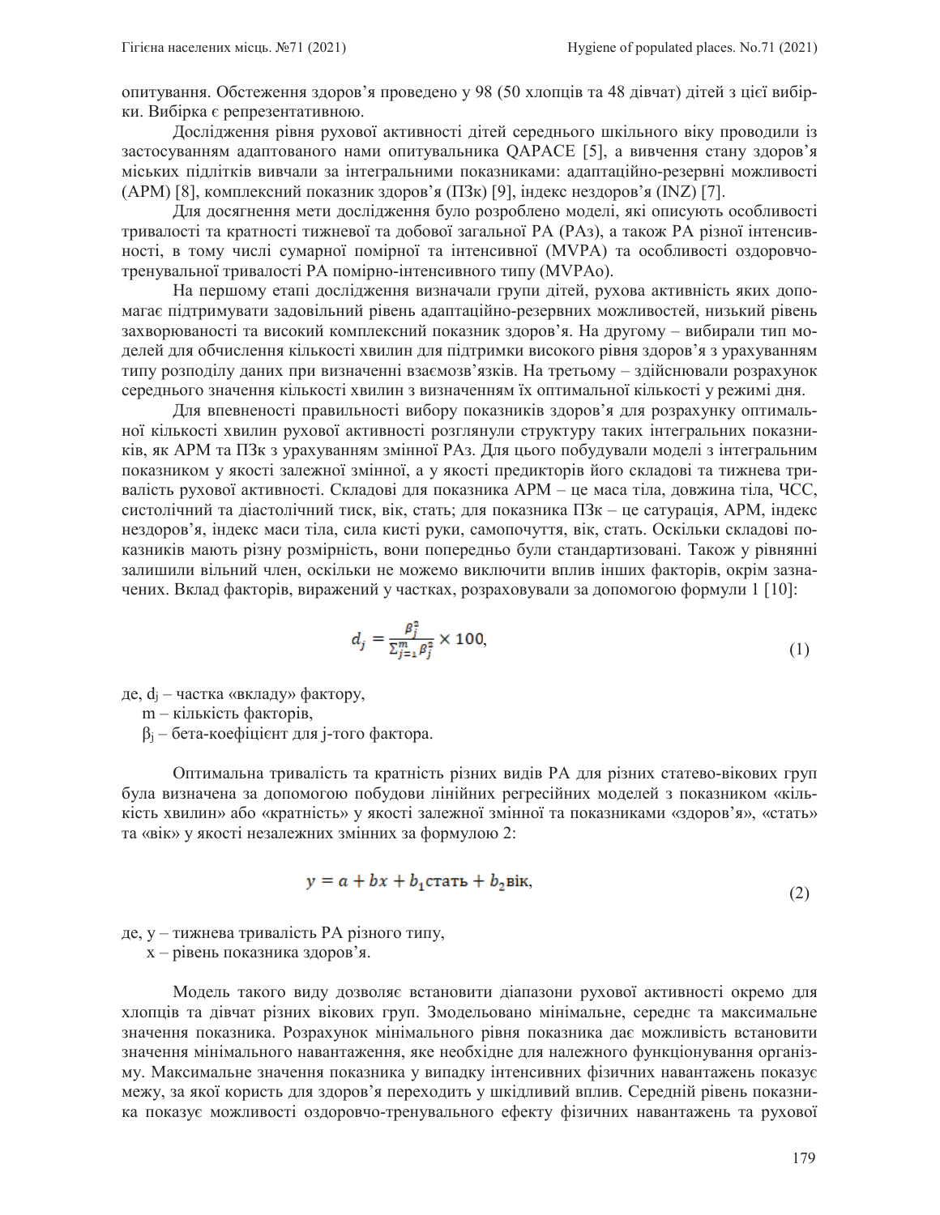опитування. Обстеження здоров'я проведено у 98 (50 хлопців та 48 дівчат) дітей з цієї вибірки. Вибірка є репрезентативною.

Дослідження рівня рухової активності дітей середнього шкільного віку проводили із застосуванням адаптованого нами опитувальника QAPACE [5], а вивчення стану здоров'я міських підлітків вивчали за інтегральними показниками: адаптаційно-резервні можливості (АРМ) [8], комплексний показник здоров'я (ПЗк) [9], індекс нездоров'я (INZ) [7].

Для досягнення мети дослідження було розроблено моделі, які описують особливості тривалості та кратності тижневої та добової загальної РА (РАз), а також РА різної інтенсивності, в тому числі сумарної помірної та інтенсивної (MVPA) та особливості оздоровчо-тренувальної тривалості РА помірно-інтенсивного типу (MVPAо).

На першому етапі дослідження визначали групи дітей, рухова активність яких допомагає підтримувати задовільний рівень адаптаційно-резервних можливостей, низький рівень захворюваності та високий комплексний показник здоров'я. На другому – вибирали тип моделей для обчислення кількості хвилин для підтримки високого рівня здоров'я з урахуванням типу розподілу даних при визначенні взаємозв'язків. На третьому – здійснювали розрахунок середнього значення кількості хвилин з визначенням їх оптимальної кількості у режимі дня.

Для впевненості правильності вибору показників здоров'я для розрахунку оптимальної кількості хвилин рухової активності розглянули структуру таких інтегральних показників, як АРМ та ПЗк з урахуванням змінної РАз. Для цього побудували моделі з інтегральним показником у якості залежної змінної, а у якості предикторів його складові та тижнева тривалість рухової активності. Складові для показника АРМ – це маса тіла, довжина тіла, ЧСС, систолічний та діастолічний тиск, вік, стать; для показника ПЗк – це сатурація, АРМ, індекс нездоров'я, індекс маси тіла, сила кисті руки, самопочуття, вік, стать. Оскільки складові показників мають різну розмірність, вони попередньо були стандартизовані. Також у рівнянні залишили вільний член, оскільки не можемо виключити вплив інших факторів, окрім зазначених. Вклад факторів, виражений у частках, розраховували за допомогою формули 1 [10]:

$$d_j = \frac{\beta_j^2}{\sum_{j=1}^{m} \beta_j^2} \times 100, \tag{1}$$

де, $d_j$ – частка «вкладу» фактору,
$m$ – кількість факторів,
$\beta_j$ – бета-коефіцієнт для j-того фактора.

Оптимальна тривалість та кратність різних видів РА для різних статево-вікових груп була визначена за допомогою побудови лінійних регресійних моделей з показником «кількість хвилин» або «кратність» у якості залежної змінної та показниками «здоров'я», «стать» та «вік» у якості незалежних змінних за формулою 2:

$$y = a + bx + b_1\text{стать} + b_2\text{вік}, \tag{2}$$

де, $y$ – тижнева тривалість РА різного типу,
$x$ – рівень показника здоров'я.

Модель такого виду дозволяє встановити діапазони рухової активності окремо для хлопців та дівчат різних вікових груп. Змодельовано мінімальне, середнє та максимальне значення показника. Розрахунок мінімального рівня показника дає можливість встановити значення мінімального навантаження, яке необхідне для належного функціонування організму. Максимальне значення показника у випадку інтенсивних фізичних навантажень показує межу, за якої користь для здоров'я переходить у шкідливий вплив. Середній рівень показника показує можливості оздоровчо-тренувального ефекту фізичних навантажень та рухової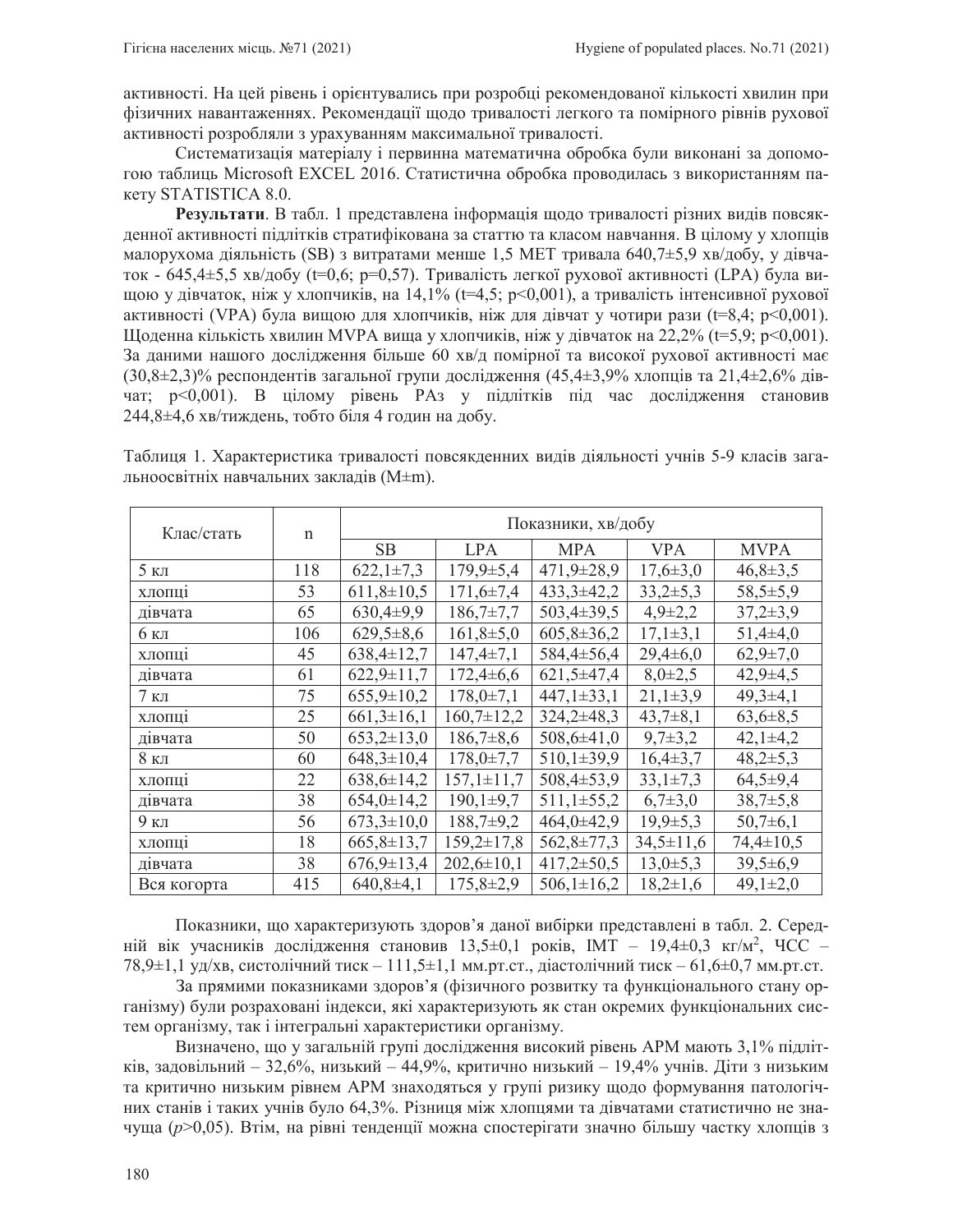активності. На цей рівень і орієнтувались при розробці рекомендованої кількості хвилин при фізичних навантаженнях. Рекомендації щодо тривалості легкого та помірного рівнів рухової активності розробляли з урахуванням максимальної тривалості.

Систематизація матеріалу і первинна математична обробка були виконані за допомогою таблиць Microsoft EXCEL 2016. Статистична обробка проводилась з використанням пакету STATISTICA 8.0.

**Результати**. В табл. 1 представлена інформація щодо тривалості різних видів повсякденної активності підлітків стратифікована за статтю та класом навчання. В цілому у хлопців малорухома діяльність (SB) з витратами менше 1,5 МЕТ тривала 640,7±5,9 хв/добу, у дівчаток - 645,4±5,5 хв/добу (t=0,6; p=0,57). Тривалість легкої рухової активності (LPA) була вищою у дівчаток, ніж у хлопчиків, на 14,1% (t=4,5; p<0,001), а тривалість інтенсивної рухової активності (VPA) була вищою для хлопчиків, ніж для дівчат у чотири рази (t=8,4; p<0,001). Щоденна кількість хвилин MVPA вища у хлопчиків, ніж у дівчаток на 22,2% (t=5,9; p<0,001). За даними нашого дослідження більше 60 хв/д помірної та високої рухової активності має (30,8±2,3)% респондентів загальної групи дослідження (45,4±3,9% хлопців та 21,4±2,6% дівчат; p<0,001). В цілому рівень PAз у підлітків під час дослідження становив 244,8±4,6 хв/тиждень, тобто біля 4 годин на добу.

Таблиця 1. Характеристика тривалості повсякденних видів діяльності учнів 5-9 класів загальноосвітніх навчальних закладів (M±m).

| Клас/стать | n | Показники, хв/добу | | | | |
|---|---|---|---|---|---|---|
| | | SB | LPA | MPA | VPA | MVPA |
| 5 кл | 118 | 622,1±7,3 | 179,9±5,4 | 471,9±28,9 | 17,6±3,0 | 46,8±3,5 |
| хлопці | 53 | 611,8±10,5 | 171,6±7,4 | 433,3±42,2 | 33,2±5,3 | 58,5±5,9 |
| дівчата | 65 | 630,4±9,9 | 186,7±7,7 | 503,4±39,5 | 4,9±2,2 | 37,2±3,9 |
| 6 кл | 106 | 629,5±8,6 | 161,8±5,0 | 605,8±36,2 | 17,1±3,1 | 51,4±4,0 |
| хлопці | 45 | 638,4±12,7 | 147,4±7,1 | 584,4±56,4 | 29,4±6,0 | 62,9±7,0 |
| дівчата | 61 | 622,9±11,7 | 172,4±6,6 | 621,5±47,4 | 8,0±2,5 | 42,9±4,5 |
| 7 кл | 75 | 655,9±10,2 | 178,0±7,1 | 447,1±33,1 | 21,1±3,9 | 49,3±4,1 |
| хлопці | 25 | 661,3±16,1 | 160,7±12,2 | 324,2±48,3 | 43,7±8,1 | 63,6±8,5 |
| дівчата | 50 | 653,2±13,0 | 186,7±8,6 | 508,6±41,0 | 9,7±3,2 | 42,1±4,2 |
| 8 кл | 60 | 648,3±10,4 | 178,0±7,7 | 510,1±39,9 | 16,4±3,7 | 48,2±5,3 |
| хлопці | 22 | 638,6±14,2 | 157,1±11,7 | 508,4±53,9 | 33,1±7,3 | 64,5±9,4 |
| дівчата | 38 | 654,0±14,2 | 190,1±9,7 | 511,1±55,2 | 6,7±3,0 | 38,7±5,8 |
| 9 кл | 56 | 673,3±10,0 | 188,7±9,2 | 464,0±42,9 | 19,9±5,3 | 50,7±6,1 |
| хлопці | 18 | 665,8±13,7 | 159,2±17,8 | 562,8±77,3 | 34,5±11,6 | 74,4±10,5 |
| дівчата | 38 | 676,9±13,4 | 202,6±10,1 | 417,2±50,5 | 13,0±5,3 | 39,5±6,9 |
| Вся когорта | 415 | 640,8±4,1 | 175,8±2,9 | 506,1±16,2 | 18,2±1,6 | 49,1±2,0 |

Показники, що характеризують здоров'я даної вибірки представлені в табл. 2. Середній вік учасників дослідження становив 13,5±0,1 років, ІМТ – 19,4±0,3 кг/м$^2$, ЧСС – 78,9±1,1 уд/хв, систолічний тиск – 111,5±1,1 мм.рт.ст., діастолічний тиск – 61,6±0,7 мм.рт.ст.

За прямими показниками здоров'я (фізичного розвитку та функціонального стану організму) були розраховані індекси, які характеризують як стан окремих функціональних систем організму, так і інтегральні характеристики організму.

Визначено, що у загальній групі дослідження високий рівень АРМ мають 3,1% підлітків, задовільний – 32,6%, низький – 44,9%, критично низький – 19,4% учнів. Діти з низьким та критично низьким рівнем АРМ знаходяться у групі ризику щодо формування патологічних станів і таких учнів було 64,3%. Різниця між хлопцями та дівчатами статистично не значуща (*p*>0,05). Втім, на рівні тенденції можна спостерігати значно більшу частку хлопців з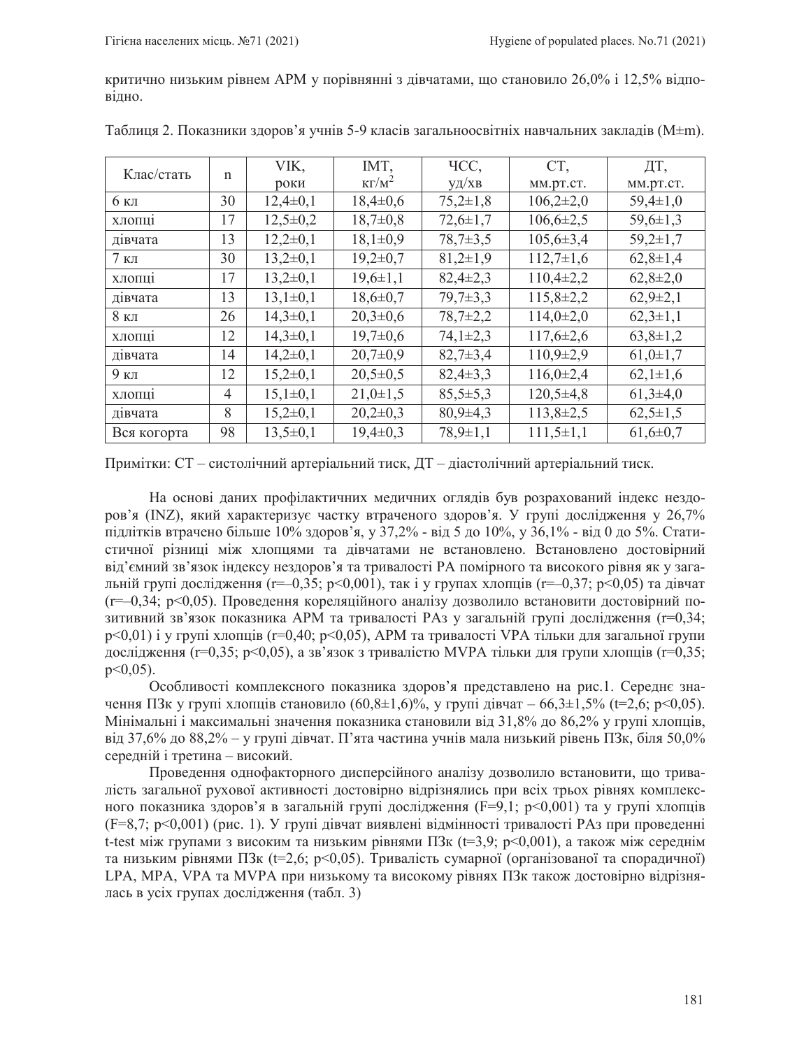критично низьким рівнем АРМ у порівнянні з дівчатами, що становило 26,0% і 12,5% відповідно.

Таблиця 2. Показники здоров'я учнів 5-9 класів загальноосвітніх навчальних закладів (M±m).

| Клас/стать | n | ВІК, роки | ІМТ, кг/м$^2$ | ЧСС, уд/хв | СТ, мм.рт.ст. | ДТ, мм.рт.ст. |
|---|---|---|---|---|---|---|
| 6 кл | 30 | 12,4±0,1 | 18,4±0,6 | 75,2±1,8 | 106,2±2,0 | 59,4±1,0 |
| хлопці | 17 | 12,5±0,2 | 18,7±0,8 | 72,6±1,7 | 106,6±2,5 | 59,6±1,3 |
| дівчата | 13 | 12,2±0,1 | 18,1±0,9 | 78,7±3,5 | 105,6±3,4 | 59,2±1,7 |
| 7 кл | 30 | 13,2±0,1 | 19,2±0,7 | 81,2±1,9 | 112,7±1,6 | 62,8±1,4 |
| хлопці | 17 | 13,2±0,1 | 19,6±1,1 | 82,4±2,3 | 110,4±2,2 | 62,8±2,0 |
| дівчата | 13 | 13,1±0,1 | 18,6±0,7 | 79,7±3,3 | 115,8±2,2 | 62,9±2,1 |
| 8 кл | 26 | 14,3±0,1 | 20,3±0,6 | 78,7±2,2 | 114,0±2,0 | 62,3±1,1 |
| хлопці | 12 | 14,3±0,1 | 19,7±0,6 | 74,1±2,3 | 117,6±2,6 | 63,8±1,2 |
| дівчата | 14 | 14,2±0,1 | 20,7±0,9 | 82,7±3,4 | 110,9±2,9 | 61,0±1,7 |
| 9 кл | 12 | 15,2±0,1 | 20,5±0,5 | 82,4±3,3 | 116,0±2,4 | 62,1±1,6 |
| хлопці | 4 | 15,1±0,1 | 21,0±1,5 | 85,5±5,3 | 120,5±4,8 | 61,3±4,0 |
| дівчата | 8 | 15,2±0,1 | 20,2±0,3 | 80,9±4,3 | 113,8±2,5 | 62,5±1,5 |
| Вся когорта | 98 | 13,5±0,1 | 19,4±0,3 | 78,9±1,1 | 111,5±1,1 | 61,6±0,7 |

Примітки: СТ – систолічний артеріальний тиск, ДТ – діастолічний артеріальний тиск.

На основі даних профілактичних медичних оглядів був розрахований індекс нездоров'я (INZ), який характеризує частку втраченого здоров'я. У групі дослідження у 26,7% підлітків втрачено більше 10% здоров'я, у 37,2% - від 5 до 10%, у 36,1% - від 0 до 5%. Статистичної різниці між хлопцями та дівчатами не встановлено. Встановлено достовірний від'ємний зв'язок індексу нездоров'я та тривалості РА помірного та високого рівня як у загальній групі дослідження ($r=-0,35$; $p<0,001$), так і у групах хлопців ($r=-0,37$; $p<0,05$) та дівчат ($r=-0,34$; $p<0,05$). Проведення кореляційного аналізу дозволило встановити достовірний позитивний зв'язок показника АРМ та тривалості РАз у загальній групі дослідження ($r=0,34$; $p<0,01$) і у групі хлопців ($r=0,40$; $p<0,05$), АРМ та тривалості VPA тільки для загальної групи дослідження ($r=0,35$; $p<0,05$), а зв'язок з тривалістю MVPA тільки для групи хлопців ($r=0,35$; $p<0,05$).

Особливості комплексного показника здоров'я представлено на рис.1. Середнє значення ПЗк у групі хлопців становило (60,8±1,6)%, у групі дівчат – 66,3±1,5% ($t=2,6$; $p<0,05$). Мінімальні і максимальні значення показника становили від 31,8% до 86,2% у групі хлопців, від 37,6% до 88,2% – у групі дівчат. П'ята частина учнів мала низький рівень ПЗк, біля 50,0% середній і третина – високий.

Проведення однофакторного дисперсійного аналізу дозволило встановити, що тривалість загальної рухової активності достовірно відрізнялись при всіх трьох рівнях комплексного показника здоров'я в загальній групі дослідження ($F=9,1$; $p<0,001$) та у групі хлопців ($F=8,7$; $p<0,001$) (рис. 1). У групі дівчат виявлені відмінності тривалості РАз при проведенні t-test між групами з високим та низьким рівнями ПЗк ($t=3,9$; $p<0,001$), а також між середнім та низьким рівнями ПЗк ($t=2,6$; $p<0,05$). Тривалість сумарної (організованої та спорадичної) LPA, MPA, VPA та MVPA при низькому та високому рівнях ПЗк також достовірно відрізнялась в усіх групах дослідження (табл. 3)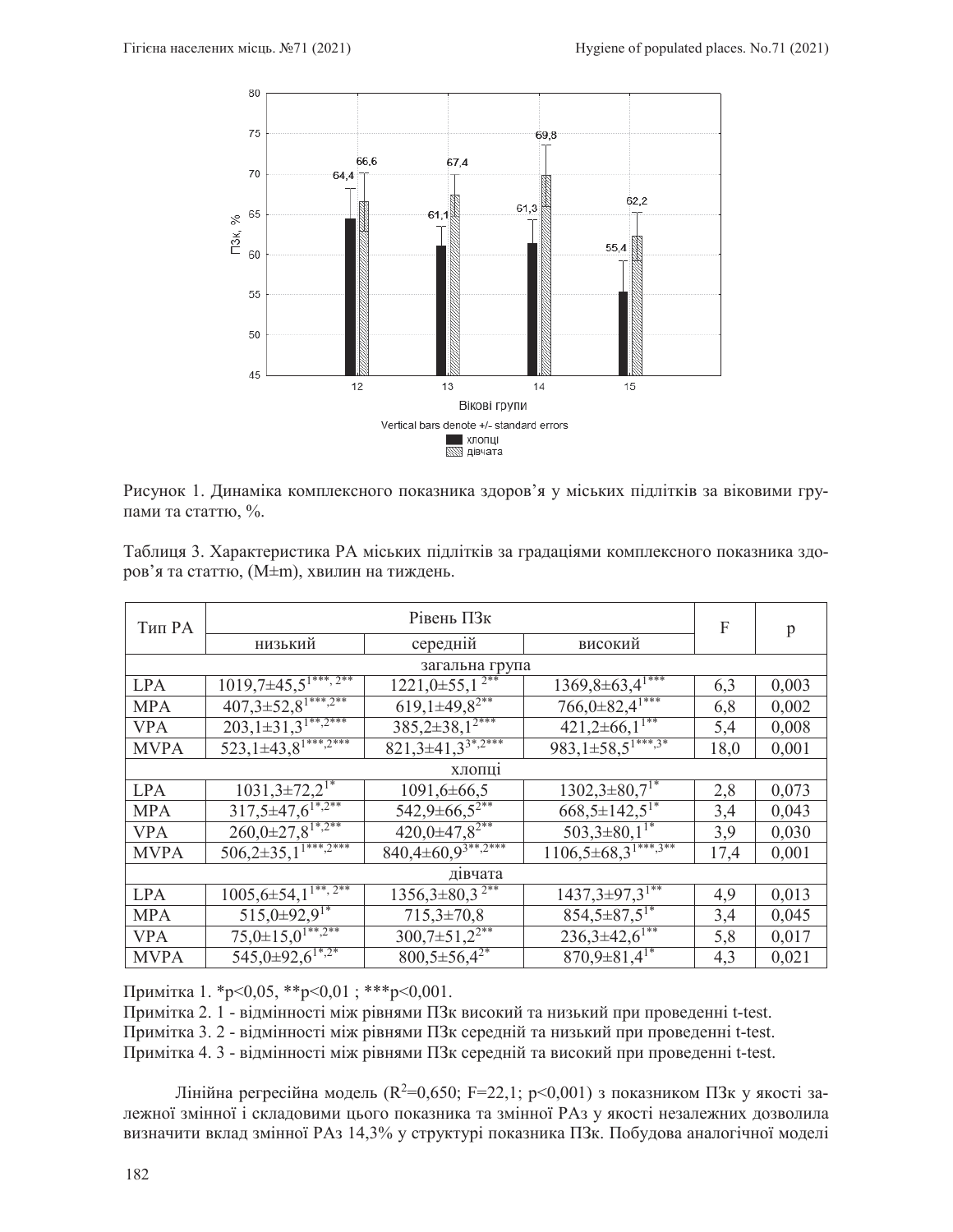80
75
70
65
60
55
50
45

ПЗк, %

64,4
66,6
61,1
67,4
61,3
69,8
55,4
62,2

12
13
14
15

Вікові групи

Vertical bars denote +/- standard errors

хлопці
дівчата

Рисунок 1. Динаміка комплексного показника здоров'я у міських підлітків за віковими групами та статтю, %.

Таблиця 3. Характеристика РА міських підлітків за градаціями комплексного показника здоров'я та статтю, (M±m), хвилин на тиждень.

| Тип РА | Рівень ПЗк | | | F | p |
|---|---|---|---|---|---|
| | низький | середній | високий | | |
| загальна група | | | | | |
| LPA | 1019,7±45,5[1***, 2**] | 1221,0±55,1[2**] | 1369,8±63,4[1***] | 6,3 | 0,003 |
| MPA | 407,3±52,8[1***,2**] | 619,1±49,8[2**] | 766,0±82,4[1***] | 6,8 | 0,002 |
| VPA | 203,1±31,3[1**,2***] | 385,2±38,1[2***] | 421,2±66,1[1**] | 5,4 | 0,008 |
| MVPA | 523,1±43,8[1***,2***] | 821,3±41,3[3*,2***] | 983,1±58,5[1***,3*] | 18,0 | 0,001 |
| хлопці | | | | | |
| LPA | 1031,3±72,2[1*] | 1091,6±66,5 | 1302,3±80,7[1*] | 2,8 | 0,073 |
| MPA | 317,5±47,6[1*,2**] | 542,9±66,5[2**] | 668,5±142,5[1*] | 3,4 | 0,043 |
| VPA | 260,0±27,8[1*,2**] | 420,0±47,8[2**] | 503,3±80,1[1*] | 3,9 | 0,030 |
| MVPA | 506,2±35,1[1***,2***] | 840,4±60,9[3**,2***] | 1106,5±68,3[1***,3**] | 17,4 | 0,001 |
| дівчата | | | | | |
| LPA | 1005,6±54,1[1**, 2**] | 1356,3±80,3[2**] | 1437,3±97,3[1**] | 4,9 | 0,013 |
| MPA | 515,0±92,9[1*] | 715,3±70,8 | 854,5±87,5[1*] | 3,4 | 0,045 |
| VPA | 75,0±15,0[1**,2**] | 300,7±51,2[2**] | 236,3±42,6[1**] | 5,8 | 0,017 |
| MVPA | 545,0±92,6[1*,2*] | 800,5±56,4[2*] | 870,9±81,4[1*] | 4,3 | 0,021 |

Примітка 1. *p<0,05, **p<0,01 ; ***p<0,001.
Примітка 2. 1 - відмінності між рівнями ПЗк високий та низький при проведенні t-test.
Примітка 3. 2 - відмінності між рівнями ПЗк середній та низький при проведенні t-test.
Примітка 4. 3 - відмінності між рівнями ПЗк середній та високий при проведенні t-test.

Лінійна регресійна модель ($R^2$=0,650; F=22,1; p<0,001) з показником ПЗк у якості залежної змінної і складовими цього показника та змінної РАз у якості незалежних дозволила визначити вклад змінної РАз 14,3% у структурі показника ПЗк. Побудова аналогічної моделі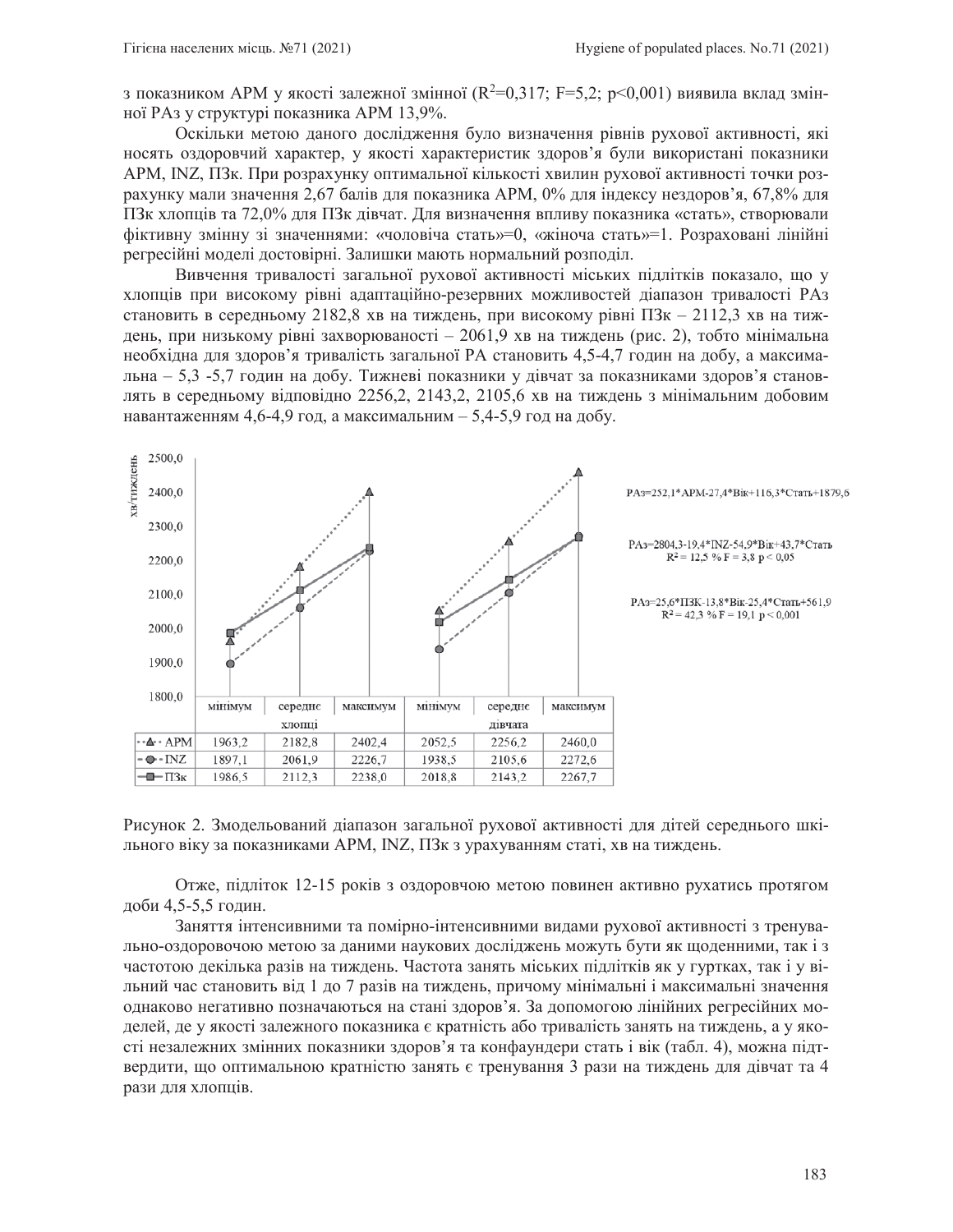з показником АРМ у якості залежної змінної ($R^2$=0,317; F=5,2; p<0,001) виявила вклад змінної РАз у структурі показника АРМ 13,9%.

Оскільки метою даного дослідження було визначення рівнів рухової активності, які носять оздоровчий характер, у якості характеристик здоров'я були використані показники АРМ, INZ, ПЗк. При розрахунку оптимальної кількості хвилин рухової активності точки розрахунку мали значення 2,67 балів для показника АРМ, 0% для індексу нездоров'я, 67,8% для ПЗк хлопців та 72,0% для ПЗк дівчат. Для визначення впливу показника «стать», створювали фіктивну змінну зі значеннями: «чоловіча стать»=0, «жіноча стать»=1. Розраховані лінійні регресійні моделі достовірні. Залишки мають нормальний розподіл.

Вивчення тривалості загальної рухової активності міських підлітків показало, що у хлопців при високому рівні адаптаційно-резервних можливостей діапазон тривалості РАз становить в середньому 2182,8 хв на тиждень, при високому рівні ПЗк – 2112,3 хв на тиждень, при низькому рівні захворюваності – 2061,9 хв на тиждень (рис. 2), тобто мінімальна необхідна для здоров'я тривалість загальної РА становить 4,5-4,7 годин на добу, а максимальна – 5,3 -5,7 годин на добу. Тижневі показники у дівчат за показниками здоров'я становлять в середньому відповідно 2256,2, 2143,2, 2105,6 хв на тиждень з мінімальним добовим навантаженням 4,6-4,9 год, а максимальним – 5,4-5,9 год на добу.

|  | хлопці |  |  | дівчата |  |  |
|---|---|---|---|---|---|---|
|  | мінімум | середнє | максимум | мінімум | середнє | максимум |
| АРМ | 1963,2 | 2182,8 | 2402,4 | 2052,5 | 2256,2 | 2460,0 |
| INZ | 1897,1 | 2061,9 | 2226,7 | 1938,5 | 2105,6 | 2272,6 |
| ПЗк | 1986,5 | 2112,3 | 2238,0 | 2018,8 | 2143,2 | 2267,7 |

РАз=252,1\*АРМ-27,4\*Вік+116,3\*Стать+1879,6

РАз=2804,3-19,4\*INZ-54,9\*Вік+43,7\*Стать
$R^2$ = 12,5 % F = 3,8 p < 0,05

РАз=25,6\*ПЗК-13,8\*Вік-25,4\*Стать+561,9
$R^2$ = 42,3 % F = 19,1 p < 0,001

Рисунок 2. Змодельований діапазон загальної рухової активності для дітей середнього шкільного віку за показниками АРМ, INZ, ПЗк з урахуванням статі, хв на тиждень.

Отже, підліток 12-15 років з оздоровчою метою повинен активно рухатись протягом доби 4,5-5,5 годин.

Заняття інтенсивними та помірно-інтенсивними видами рухової активності з тренувально-оздоровочою метою за даними наукових досліджень можуть бути як щоденними, так і з частотою декілька разів на тиждень. Частота занять міських підлітків як у гуртках, так і у вільний час становить від 1 до 7 разів на тиждень, причому мінімальні і максимальні значення однаково негативно позначаються на стані здоров'я. За допомогою лінійних регресійних моделей, де у якості залежного показника є кратність або тривалість занять на тиждень, а у якості незалежних змінних показники здоров'я та конфаундери стать і вік (табл. 4), можна підтвердити, що оптимальною кратністю занять є тренування 3 рази на тиждень для дівчат та 4 рази для хлопців.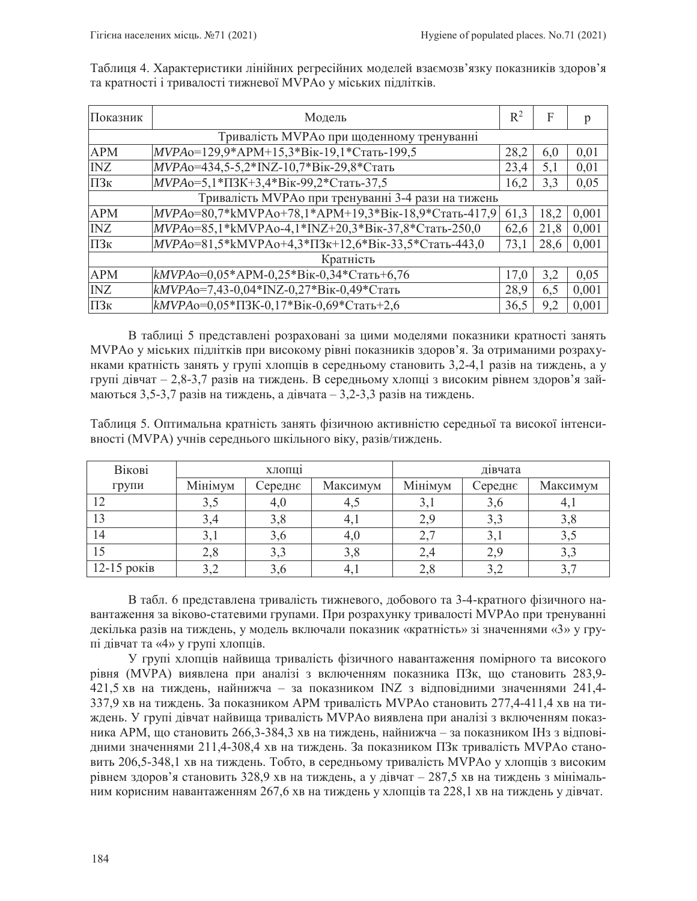Таблиця 4. Характеристики лінійних регресійних моделей взаємозв'язку показників здоров'я та кратності і тривалості тижневої MVPAo у міських підлітків.

| Показник | Модель | $R^2$ | F | p |
| --- | --- | --- | --- | --- |
| Тривалість MVPAo при щоденному тренуванні | | | | |
| АРМ | *MVPAo*=129,9*АРМ+15,3*Вік-19,1*Стать-199,5 | 28,2 | 6,0 | 0,01 |
| INZ | *MVPAo*=434,5-5,2*INZ-10,7*Вік-29,8*Стать | 23,4 | 5,1 | 0,01 |
| ПЗк | *MVPAo*=5,1*ПЗК+3,4*Вік-99,2*Стать-37,5 | 16,2 | 3,3 | 0,05 |
| Тривалість MVPAo при тренуванні 3-4 рази на тижень | | | | |
| АРМ | *MVPAo*=80,7*kMVPAo+78,1*АРМ+19,3*Вік-18,9*Стать-417,9 | 61,3 | 18,2 | 0,001 |
| INZ | *MVPAo*=85,1*kMVPAo-4,1*INZ+20,3*Вік-37,8*Стать-250,0 | 62,6 | 21,8 | 0,001 |
| ПЗк | *MVPAo*=81,5*kMVPAo+4,3*ПЗк+12,6*Вік-33,5*Стать-443,0 | 73,1 | 28,6 | 0,001 |
| Кратність | | | | |
| АРМ | *kMVPAo*=0,05*АРМ-0,25*Вік-0,34*Стать+6,76 | 17,0 | 3,2 | 0,05 |
| INZ | *kMVPAo*=7,43-0,04*INZ-0,27*Вік-0,49*Стать | 28,9 | 6,5 | 0,001 |
| ПЗк | *kMVPAo*=0,05*ПЗК-0,17*Вік-0,69*Стать+2,6 | 36,5 | 9,2 | 0,001 |

В таблиці 5 представлені розраховані за цими моделями показники кратності занять MVPAo у міських підлітків при високому рівні показників здоров'я. За отриманими розрахунками кратність занять у групі хлопців в середньому становить 3,2-4,1 разів на тиждень, а у групі дівчат – 2,8-3,7 разів на тиждень. В середньому хлопці з високим рівнем здоров'я займаються 3,5-3,7 разів на тиждень, а дівчата – 3,2-3,3 разів на тиждень.

Таблиця 5. Оптимальна кратність занять фізичною активністю середньої та високої інтенсивності (MVPA) учнів середнього шкільного віку, разів/тиждень.

| Вікові групи | хлопці | | | дівчата | | |
| --- | --- | --- | --- | --- | --- | --- |
| | Мінімум | Середнє | Максимум | Мінімум | Середнє | Максимум |
| 12 | 3,5 | 4,0 | 4,5 | 3,1 | 3,6 | 4,1 |
| 13 | 3,4 | 3,8 | 4,1 | 2,9 | 3,3 | 3,8 |
| 14 | 3,1 | 3,6 | 4,0 | 2,7 | 3,1 | 3,5 |
| 15 | 2,8 | 3,3 | 3,8 | 2,4 | 2,9 | 3,3 |
| 12-15 років | 3,2 | 3,6 | 4,1 | 2,8 | 3,2 | 3,7 |

В табл. 6 представлена тривалість тижневого, добового та 3-4-кратного фізичного навантаження за віково-статевими групами. При розрахунку тривалості MVPAo при тренуванні декілька разів на тиждень, у модель включали показник «кратність» зі значеннями «3» у групі дівчат та «4» у групі хлопців.

У групі хлопців найвища тривалість фізичного навантаження помірного та високого рівня (MVPA) виявлена при аналізі з включенням показника ПЗк, що становить 283,9-421,5 хв на тиждень, найнижча – за показником INZ з відповідними значеннями 241,4-337,9 хв на тиждень. За показником АРМ тривалість MVPAo становить 277,4-411,4 хв на тиждень. У групі дівчат найвища тривалість MVPAo виявлена при аналізі з включенням показника АРМ, що становить 266,3-384,3 хв на тиждень, найнижча – за показником ІНз з відповідними значеннями 211,4-308,4 хв на тиждень. За показником ПЗк тривалість MVPAo становить 206,5-348,1 хв на тиждень. Тобто, в середньому тривалість MVPAo у хлопців з високим рівнем здоров'я становить 328,9 хв на тиждень, а у дівчат – 287,5 хв на тиждень з мінімальним корисним навантаженням 267,6 хв на тиждень у хлопців та 228,1 хв на тиждень у дівчат.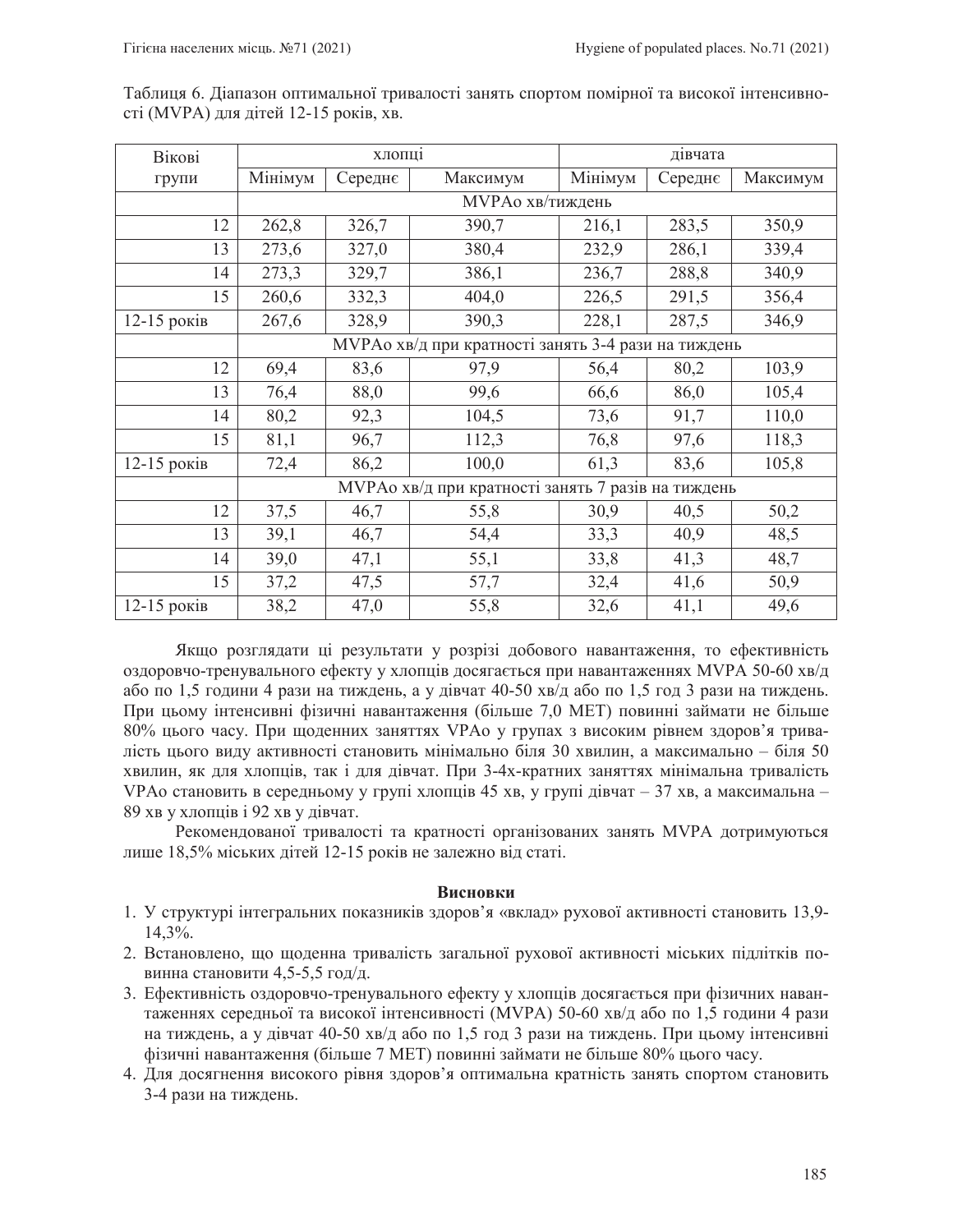Таблиця 6. Діапазон оптимальної тривалості занять спортом помірної та високої інтенсивності (MVPA) для дітей 12-15 років, хв.

| Вікові групи | хлопці | | | дівчата | | |
|---|---|---|---|---|---|---|
| | Мінімум | Середнє | Максимум | Мінімум | Середнє | Максимум |
| | MVPAо хв/тиждень | | | | | |
| 12 | 262,8 | 326,7 | 390,7 | 216,1 | 283,5 | 350,9 |
| 13 | 273,6 | 327,0 | 380,4 | 232,9 | 286,1 | 339,4 |
| 14 | 273,3 | 329,7 | 386,1 | 236,7 | 288,8 | 340,9 |
| 15 | 260,6 | 332,3 | 404,0 | 226,5 | 291,5 | 356,4 |
| 12-15 років | 267,6 | 328,9 | 390,3 | 228,1 | 287,5 | 346,9 |
| | MVPAо хв/д при кратності занять 3-4 рази на тиждень | | | | | |
| 12 | 69,4 | 83,6 | 97,9 | 56,4 | 80,2 | 103,9 |
| 13 | 76,4 | 88,0 | 99,6 | 66,6 | 86,0 | 105,4 |
| 14 | 80,2 | 92,3 | 104,5 | 73,6 | 91,7 | 110,0 |
| 15 | 81,1 | 96,7 | 112,3 | 76,8 | 97,6 | 118,3 |
| 12-15 років | 72,4 | 86,2 | 100,0 | 61,3 | 83,6 | 105,8 |
| | MVPAо хв/д при кратності занять 7 разів на тиждень | | | | | |
| 12 | 37,5 | 46,7 | 55,8 | 30,9 | 40,5 | 50,2 |
| 13 | 39,1 | 46,7 | 54,4 | 33,3 | 40,9 | 48,5 |
| 14 | 39,0 | 47,1 | 55,1 | 33,8 | 41,3 | 48,7 |
| 15 | 37,2 | 47,5 | 57,7 | 32,4 | 41,6 | 50,9 |
| 12-15 років | 38,2 | 47,0 | 55,8 | 32,6 | 41,1 | 49,6 |

Якщо розглядати ці результати у розрізі добового навантаження, то ефективність оздоровчо-тренувального ефекту у хлопців досягається при навантаженнях MVPA 50-60 хв/д або по 1,5 години 4 рази на тиждень, а у дівчат 40-50 хв/д або по 1,5 год 3 рази на тиждень. При цьому інтенсивні фізичні навантаження (більше 7,0 МЕТ) повинні займати не більше 80% цього часу. При щоденних заняттях VPAо у групах з високим рівнем здоров'я тривалість цього виду активності становить мінімально біля 30 хвилин, а максимально – біля 50 хвилин, як для хлопців, так і для дівчат. При 3-4х-кратних заняттях мінімальна тривалість VPAо становить в середньому у групі хлопців 45 хв, у групі дівчат – 37 хв, а максимальна – 89 хв у хлопців і 92 хв у дівчат.

Рекомендованої тривалості та кратності організованих занять MVPA дотримуються лише 18,5% міських дітей 12-15 років не залежно від статі.

**Висновки**

1. У структурі інтегральних показників здоров'я «вклад» рухової активності становить 13,9-14,3%.
2. Встановлено, що щоденна тривалість загальної рухової активності міських підлітків повинна становити 4,5-5,5 год/д.
3. Ефективність оздоровчо-тренувального ефекту у хлопців досягається при фізичних навантаженнях середньої та високої інтенсивності (MVPA) 50-60 хв/д або по 1,5 години 4 рази на тиждень, а у дівчат 40-50 хв/д або по 1,5 год 3 рази на тиждень. При цьому інтенсивні фізичні навантаження (більше 7 МЕТ) повинні займати не більше 80% цього часу.
4. Для досягнення високого рівня здоров'я оптимальна кратність занять спортом становить 3-4 рази на тиждень.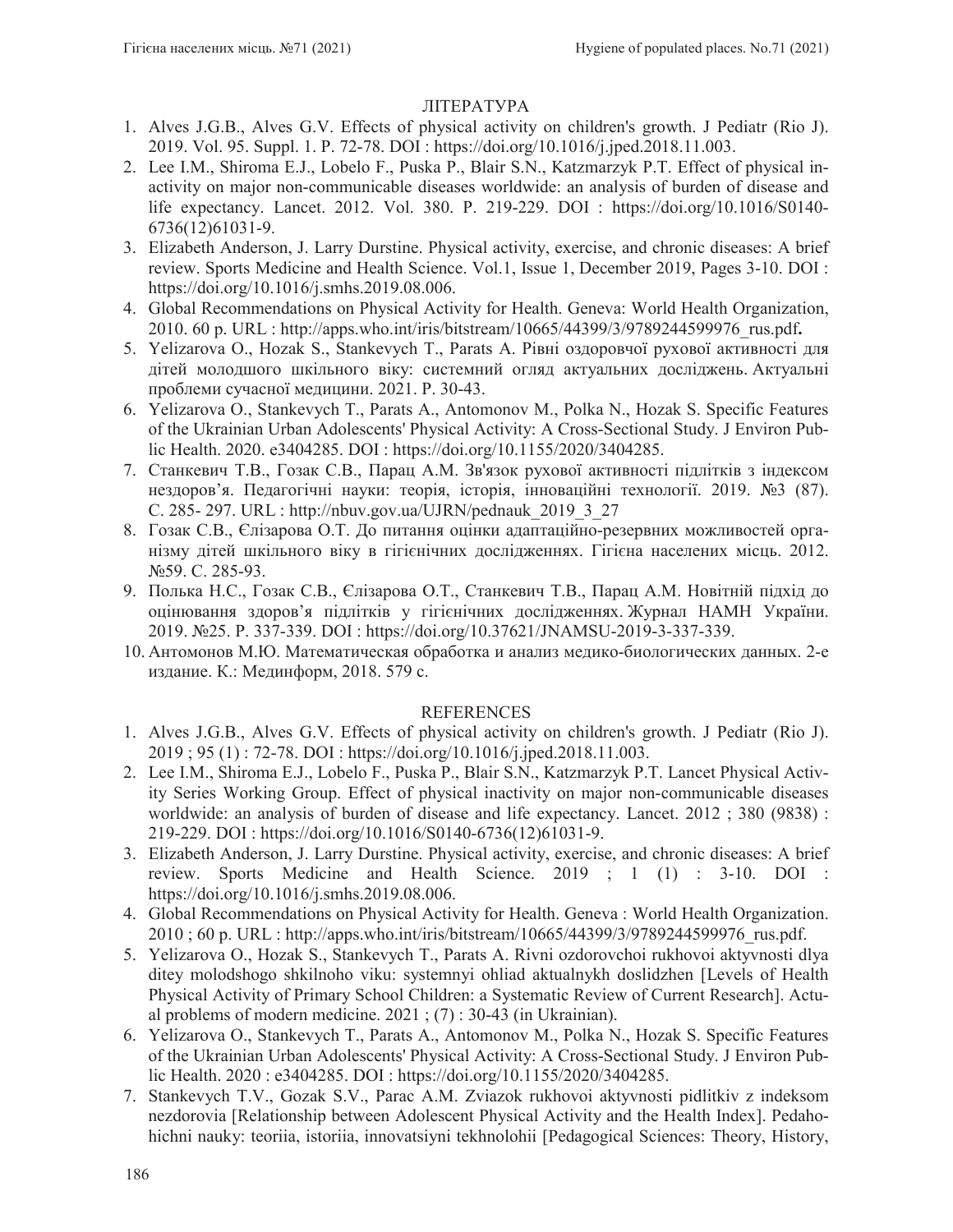## ЛІТЕРАТУРА

1. Alves J.G.B., Alves G.V. Effects of physical activity on children's growth. J Pediatr (Rio J). 2019. Vol. 95. Suppl. 1. P. 72-78. DOI : https://doi.org/10.1016/j.jped.2018.11.003.
2. Lee I.M., Shiroma E.J., Lobelo F., Puska P., Blair S.N., Katzmarzyk P.T. Effect of physical inactivity on major non-communicable diseases worldwide: an analysis of burden of disease and life expectancy. Lancet. 2012. Vol. 380. P. 219-229. DOI : https://doi.org/10.1016/S0140-6736(12)61031-9.
3. Elizabeth Anderson, J. Larry Durstine. Physical activity, exercise, and chronic diseases: A brief review. Sports Medicine and Health Science. Vol.1, Issue 1, December 2019, Pages 3-10. DOI : https://doi.org/10.1016/j.smhs.2019.08.006.
4. Global Recommendations on Physical Activity for Health. Geneva: World Health Organization, 2010. 60 p. URL : http://apps.who.int/iris/bitstream/10665/44399/3/9789244599976_rus.pdf**.**
5. Yelizarova O., Hozak S., Stankevych T., Parats A. Рівні оздоровчої рухової активності для дітей молодшого шкільного віку: системний огляд актуальних досліджень. Актуальні проблеми сучасної медицини. 2021. P. 30-43.
6. Yelizarova O., Stankevych T., Parats A., Antomonov M., Polka N., Hozak S. Specific Features of the Ukrainian Urban Adolescents' Physical Activity: A Cross-Sectional Study. J Environ Public Health. 2020. e3404285. DOI : https://doi.org/10.1155/2020/3404285.
7. Станкевич Т.В., Гозак С.В., Парац А.М. Зв'язок рухової активності підлітків з індексом нездоров'я. Педагогічні науки: теорія, історія, інноваційні технології. 2019. №3 (87). С. 285- 297. URL : http://nbuv.gov.ua/UJRN/pednauk_2019_3_27
8. Гозак С.В., Єлізарова О.Т. До питання оцінки адаптаційно-резервних можливостей організму дітей шкільного віку в гігієнічних дослідженнях. Гігієна населених місць. 2012. №59. С. 285-93.
9. Полька Н.С., Гозак С.В., Єлізарова О.Т., Станкевич Т.В., Парац А.М. Новітній підхід до оцінювання здоров'я підлітків у гігієнічних дослідженнях. Журнал НАМН України. 2019. №25. Р. 337-339. DOI : https://doi.org/10.37621/JNAMSU-2019-3-337-339.
10. Антомонов М.Ю. Математическая обработка и анализ медико-биологических данных. 2-е издание. К.: Мединформ, 2018. 579 с.

## REFERENCES

1. Alves J.G.B., Alves G.V. Effects of physical activity on children's growth. J Pediatr (Rio J). 2019 ; 95 (1) : 72-78. DOI : https://doi.org/10.1016/j.jped.2018.11.003.
2. Lee I.M., Shiroma E.J., Lobelo F., Puska P., Blair S.N., Katzmarzyk P.T. Lancet Physical Activity Series Working Group. Effect of physical inactivity on major non-communicable diseases worldwide: an analysis of burden of disease and life expectancy. Lancet. 2012 ; 380 (9838) : 219-229. DOI : https://doi.org/10.1016/S0140-6736(12)61031-9.
3. Elizabeth Anderson, J. Larry Durstine. Physical activity, exercise, and chronic diseases: A brief review. Sports Medicine and Health Science. 2019 ; 1 (1) : 3-10. DOI : https://doi.org/10.1016/j.smhs.2019.08.006.
4. Global Recommendations on Physical Activity for Health. Geneva : World Health Organization. 2010 ; 60 p. URL : http://apps.who.int/iris/bitstream/10665/44399/3/9789244599976_rus.pdf.
5. Yelizarova O., Hozak S., Stankevych T., Parats A. Rivni ozdorovchoi rukhovoi aktyvnosti dlya ditey molodshogo shkilnoho viku: systemnyi ohliad aktualnykh doslidzhen [Levels of Health Physical Activity of Primary School Children: a Systematic Review of Current Research]. Actual problems of modern medicine. 2021 ; (7) : 30-43 (in Ukrainian).
6. Yelizarova O., Stankevych T., Parats A., Antomonov M., Polka N., Hozak S. Specific Features of the Ukrainian Urban Adolescents' Physical Activity: A Cross-Sectional Study. J Environ Public Health. 2020 : e3404285. DOI : https://doi.org/10.1155/2020/3404285.
7. Stankevych T.V., Gozak S.V., Parac A.M. Zviazok rukhovoi aktyvnosti pidlitkiv z indeksom nezdorovia [Relationship between Adolescent Physical Activity and the Health Index]. Pedahohichni nauky: teoriia, istoriia, innovatsiyni tekhnolohii [Pedagogical Sciences: Theory, History,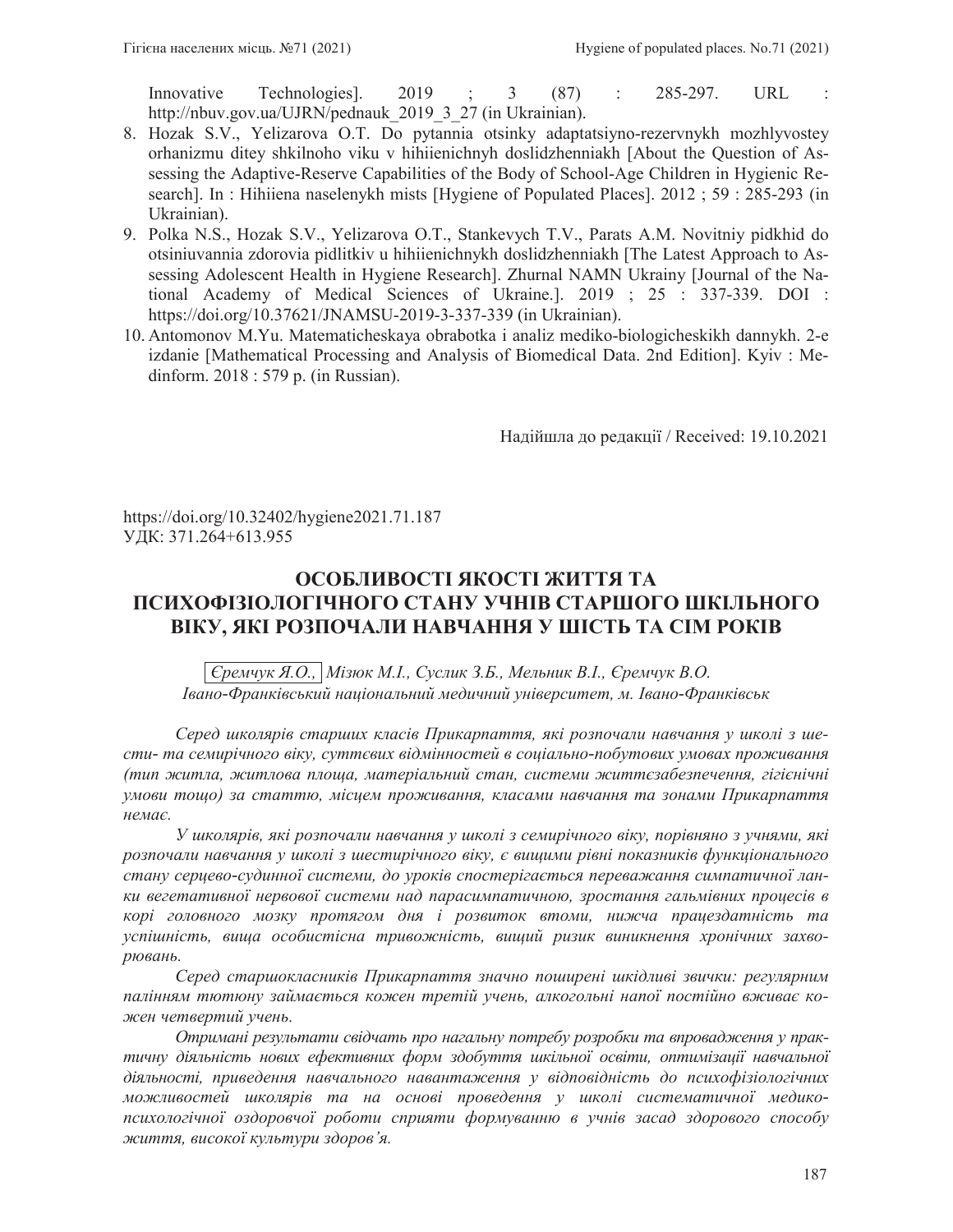Innovative Technologies]. 2019 ; 3 (87) : 285-297. URL : http://nbuv.gov.ua/UJRN/pednauk_2019_3_27 (in Ukrainian).

8. Hozak S.V., Yelizarova O.T. Do pytannia otsinky adaptatsiyno-rezervnykh mozhlyvostey orhanizmu ditey shkilnoho viku v hihiienichnyh doslidzhenniakh [About the Question of Assessing the Adaptive-Reserve Capabilities of the Body of School-Age Children in Hygienic Research]. In : Hihiiena naselenykh mists [Hygiene of Populated Places]. 2012 ; 59 : 285-293 (in Ukrainian).
9. Polka N.S., Hozak S.V., Yelizarova O.T., Stankevych T.V., Parats A.M. Novitniy pidkhid do otsiniuvannia zdorovia pidlitkiv u hihiienichnykh doslidzhenniakh [The Latest Approach to Assessing Adolescent Health in Hygiene Research]. Zhurnal NAMN Ukrainy [Journal of the National Academy of Medical Sciences of Ukraine.]. 2019 ; 25 : 337-339. DOI : https://doi.org/10.37621/JNAMSU-2019-3-337-339 (in Ukrainian).
10. Antomonov M.Yu. Matematicheskaya obrabotka i analiz mediko-biologicheskikh dannykh. 2-e izdanie [Mathematical Processing and Analysis of Biomedical Data. 2nd Edition]. Kyiv : Medinform. 2018 : 579 p. (in Russian).

Надійшла до редакції / Received: 19.10.2021

https://doi.org/10.32402/hygiene2021.71.187
УДК: 371.264+613.955

# ОСОБЛИВОСТІ ЯКОСТІ ЖИТТЯ ТА ПСИХОФІЗІОЛОГІЧНОГО СТАНУ УЧНІВ СТАРШОГО ШКІЛЬНОГО ВІКУ, ЯКІ РОЗПОЧАЛИ НАВЧАННЯ У ШІСТЬ ТА СІМ РОКІВ

*Єремчук Я.О., Мізюк М.І., Суслик З.Б., Мельник В.І., Єремчук В.О.*
*Івано-Франківський національний медичний університет, м. Івано-Франківськ*

*Серед школярів старших класів Прикарпаття, які розпочали навчання у школі з шести- та семирічного віку, суттєвих відмінностей в соціально-побутових умовах проживання (тип житла, житлова площа, матеріальний стан, системи життєзабезпечення, гігієнічні умови тощо) за статтю, місцем проживання, класами навчання та зонами Прикарпаття немає.*

*У школярів, які розпочали навчання у школі з семирічного віку, порівняно з учнями, які розпочали навчання у школі з шестирічного віку, є вищими рівні показників функціонального стану серцево-судинної системи, до уроків спостерігається переважання симпатичної ланки вегетативної нервової системи над парасимпатичною, зростання гальмівних процесів в корі головного мозку протягом дня і розвиток втоми, нижча працездатність та успішність, вища особистісна тривожність, вищий ризик виникнення хронічних захворювань.*

*Серед старшокласників Прикарпаття значно поширені шкідливі звички: регулярним палінням тютюну займається кожен третій учень, алкогольні напої постійно вживає кожен четвертий учень.*

*Отримані результати свідчать про нагальну потребу розробки та впровадження у практичну діяльність нових ефективних форм здобуття шкільної освіти, оптимізації навчальної діяльності, приведення навчального навантаження у відповідність до психофізіологічних можливостей школярів та на основі проведення у школі систематичної медико-психологічної оздоровчої роботи сприяти формуванню в учнів засад здорового способу життя, високої культури здоров'я.*